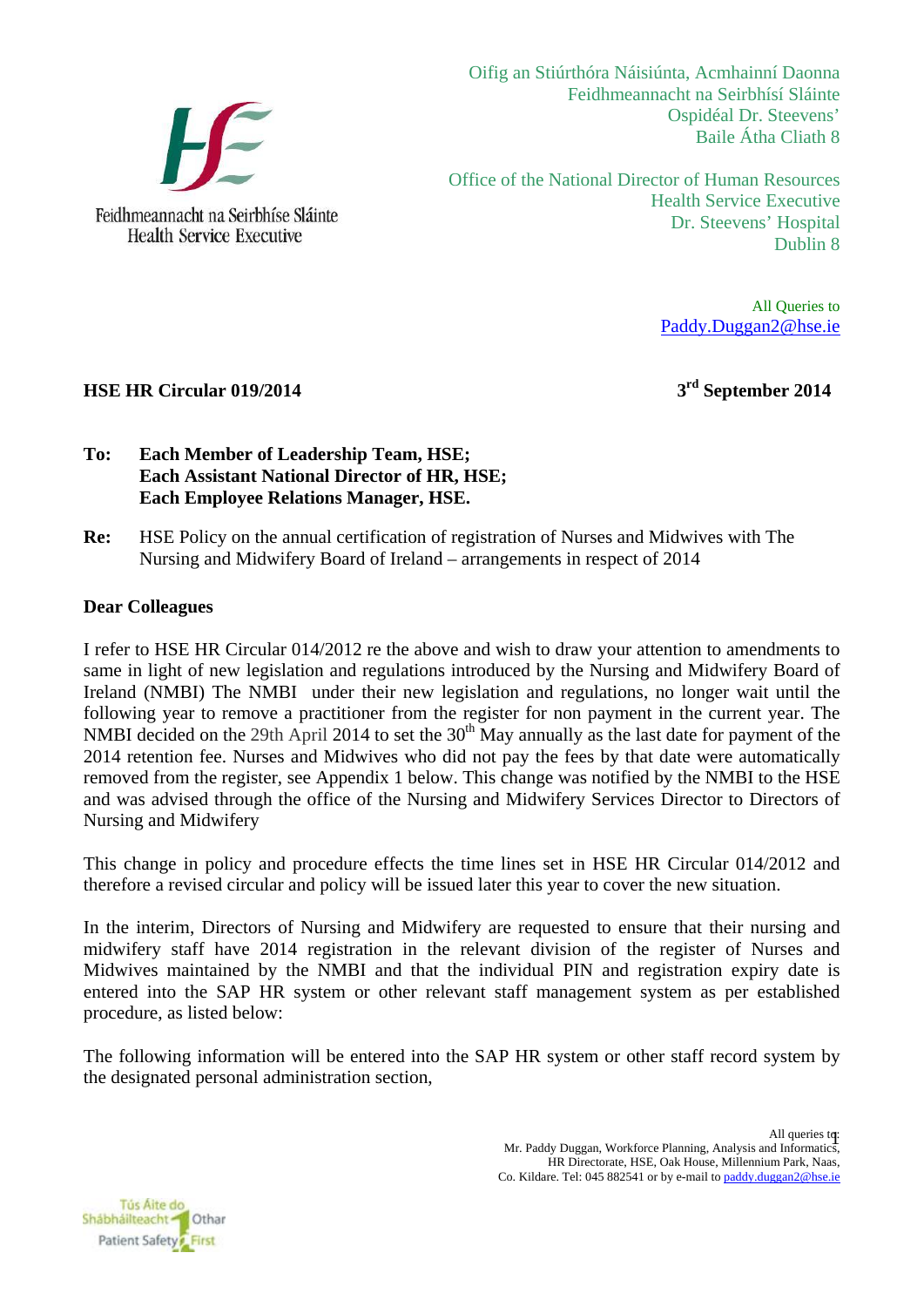Feidhmeannacht na Seirbhíse Sláinte
Health Service Executive

Oifig an Stiúrthóra Náisiúnta, Acmhainní Daonna
Feidhmeannacht na Seirbhísí Sláinte
Ospidéal Dr. Steevens'
Baile Átha Cliath 8

Office of the National Director of Human Resources
Health Service Executive
Dr. Steevens' Hospital
Dublin 8

All Queries to
Paddy.Duggan2@hse.ie

**HSE HR Circular 019/2014** **3rd September 2014**

**To: Each Member of Leadership Team, HSE;**
**Each Assistant National Director of HR, HSE;**
**Each Employee Relations Manager, HSE.**

**Re:** HSE Policy on the annual certification of registration of Nurses and Midwives with The Nursing and Midwifery Board of Ireland – arrangements in respect of 2014

**Dear Colleagues**

I refer to HSE HR Circular 014/2012 re the above and wish to draw your attention to amendments to same in light of new legislation and regulations introduced by the Nursing and Midwifery Board of Ireland (NMBI) The NMBI under their new legislation and regulations, no longer wait until the following year to remove a practitioner from the register for non payment in the current year. The NMBI decided on the 29th April 2014 to set the 30th May annually as the last date for payment of the 2014 retention fee. Nurses and Midwives who did not pay the fees by that date were automatically removed from the register, see Appendix 1 below. This change was notified by the NMBI to the HSE and was advised through the office of the Nursing and Midwifery Services Director to Directors of Nursing and Midwifery

This change in policy and procedure effects the time lines set in HSE HR Circular 014/2012 and therefore a revised circular and policy will be issued later this year to cover the new situation.

In the interim, Directors of Nursing and Midwifery are requested to ensure that their nursing and midwifery staff have 2014 registration in the relevant division of the register of Nurses and Midwives maintained by the NMBI and that the individual PIN and registration expiry date is entered into the SAP HR system or other relevant staff management system as per established procedure, as listed below:

The following information will be entered into the SAP HR system or other staff record system by the designated personal administration section,

All queries to:
Mr. Paddy Duggan, Workforce Planning, Analysis and Informatics,
HR Directorate, HSE, Oak House, Millennium Park, Naas,
Co. Kildare. Tel: 045 882541 or by e-mail to paddy.duggan2@hse.ie

Tús Áite do Shábháilteacht Othar
Patient Safety First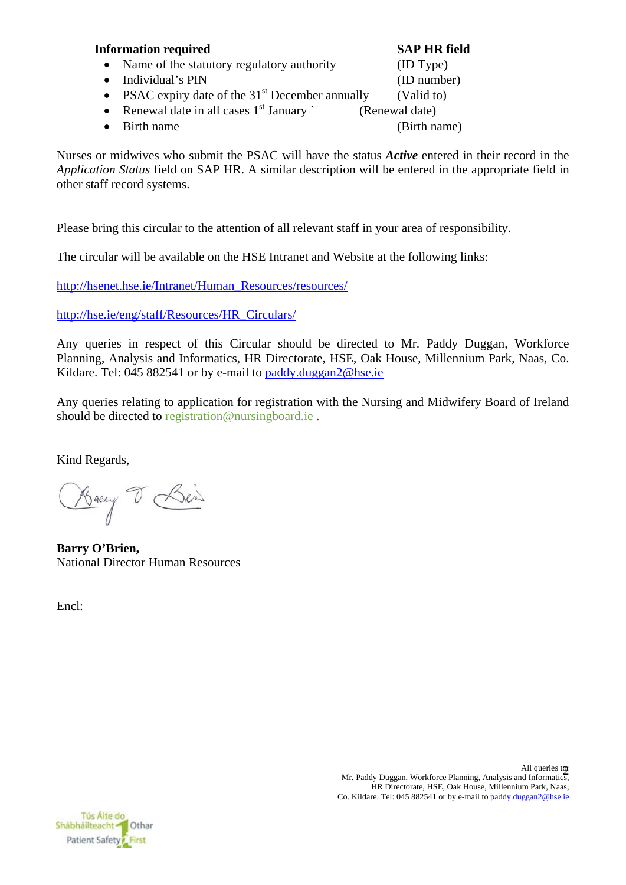| **Information required** | **SAP HR field** |
| --- | --- |
| • Name of the statutory regulatory authority | (ID Type) |
| • Individual's PIN | (ID number) |
| • PSAC expiry date of the 31st December annually | (Valid to) |
| • Renewal date in all cases 1st January ` | (Renewal date) |
| • Birth name | (Birth name) |

Nurses or midwives who submit the PSAC will have the status ***Active*** entered in their record in the *Application Status* field on SAP HR. A similar description will be entered in the appropriate field in other staff record systems.

Please bring this circular to the attention of all relevant staff in your area of responsibility.

The circular will be available on the HSE Intranet and Website at the following links:

http://hsenet.hse.ie/Intranet/Human_Resources/resources/

http://hse.ie/eng/staff/Resources/HR_Circulars/

Any queries in respect of this Circular should be directed to Mr. Paddy Duggan, Workforce Planning, Analysis and Informatics, HR Directorate, HSE, Oak House, Millennium Park, Naas, Co. Kildare. Tel: 045 882541 or by e-mail to paddy.duggan2@hse.ie

Any queries relating to application for registration with the Nursing and Midwifery Board of Ireland should be directed to registration@nursingboard.ie .

Kind Regards,

**Barry O'Brien,**
National Director Human Resources

Encl: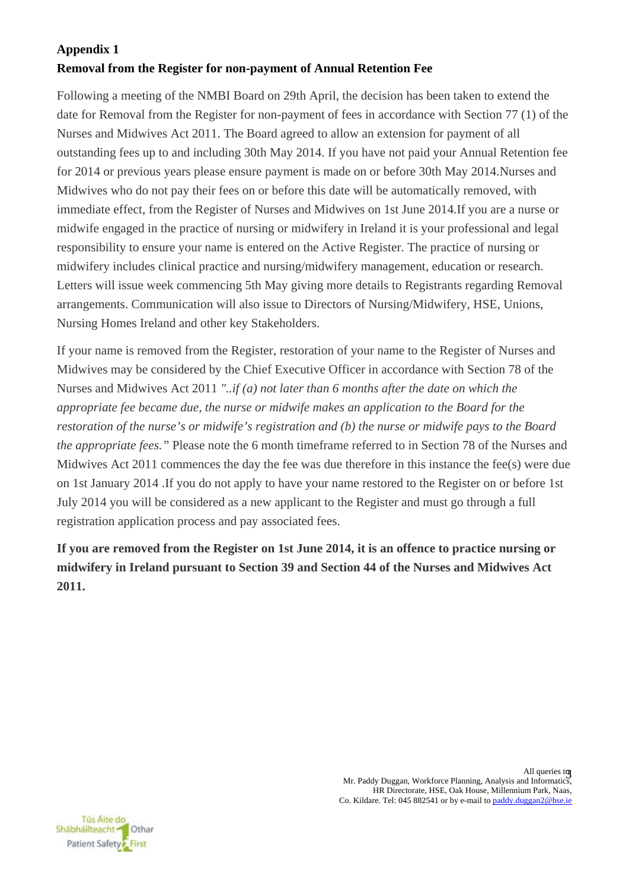**Appendix 1**

**Removal from the Register for non-payment of Annual Retention Fee**

Following a meeting of the NMBI Board on 29th April, the decision has been taken to extend the date for Removal from the Register for non-payment of fees in accordance with Section 77 (1) of the Nurses and Midwives Act 2011. The Board agreed to allow an extension for payment of all outstanding fees up to and including 30th May 2014. If you have not paid your Annual Retention fee for 2014 or previous years please ensure payment is made on or before 30th May 2014.Nurses and Midwives who do not pay their fees on or before this date will be automatically removed, with immediate effect, from the Register of Nurses and Midwives on 1st June 2014.If you are a nurse or midwife engaged in the practice of nursing or midwifery in Ireland it is your professional and legal responsibility to ensure your name is entered on the Active Register. The practice of nursing or midwifery includes clinical practice and nursing/midwifery management, education or research. Letters will issue week commencing 5th May giving more details to Registrants regarding Removal arrangements. Communication will also issue to Directors of Nursing/Midwifery, HSE, Unions, Nursing Homes Ireland and other key Stakeholders.

If your name is removed from the Register, restoration of your name to the Register of Nurses and Midwives may be considered by the Chief Executive Officer in accordance with Section 78 of the Nurses and Midwives Act 2011 *"..if (a) not later than 6 months after the date on which the appropriate fee became due, the nurse or midwife makes an application to the Board for the restoration of the nurse's or midwife's registration and (b) the nurse or midwife pays to the Board the appropriate fees."* Please note the 6 month timeframe referred to in Section 78 of the Nurses and Midwives Act 2011 commences the day the fee was due therefore in this instance the fee(s) were due on 1st January 2014 .If you do not apply to have your name restored to the Register on or before 1st July 2014 you will be considered as a new applicant to the Register and must go through a full registration application process and pay associated fees.

**If you are removed from the Register on 1st June 2014, it is an offence to practice nursing or midwifery in Ireland pursuant to Section 39 and Section 44 of the Nurses and Midwives Act 2011.**

All queries to:
Mr. Paddy Duggan, Workforce Planning, Analysis and Informatics, HR Directorate, HSE, Oak House, Millennium Park, Naas, Co. Kildare. Tel: 045 882541 or by e-mail to paddy.duggan2@hse.ie

Tús Áite do Shábháilteacht Othar
Patient Safety First